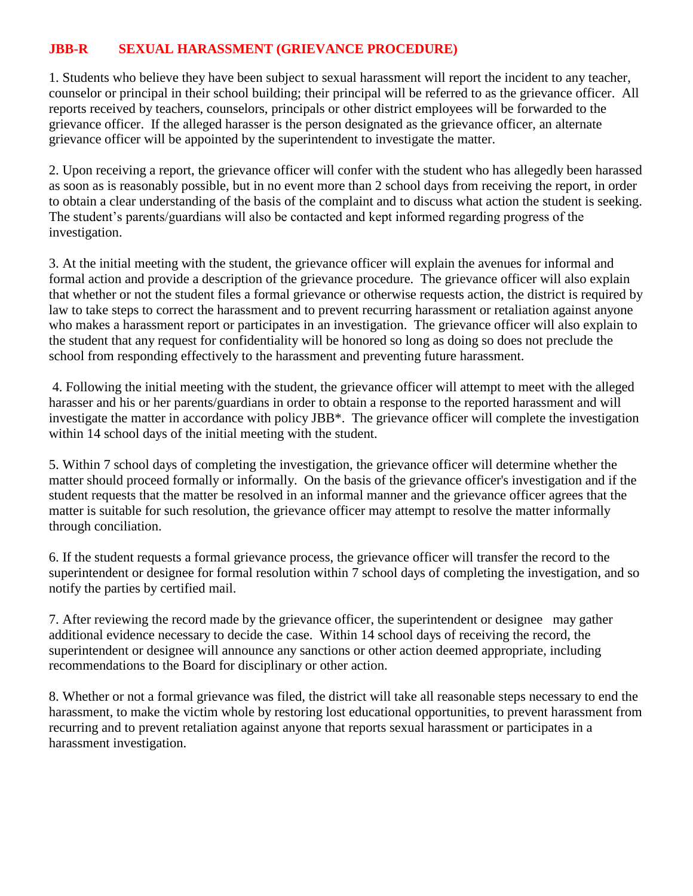# JBB-R SEXUAL HARASSMENT (GRIEVANCE PROCEDURE)

1. Students who believe they have been subject to sexual harassment will report the incident to any teacher, counselor or principal in their school building; their principal will be referred to as the grievance officer. All reports received by teachers, counselors, principals or other district employees will be forwarded to the grievance officer. If the alleged harasser is the person designated as the grievance officer, an alternate grievance officer will be appointed by the superintendent to investigate the matter.

2. Upon receiving a report, the grievance officer will confer with the student who has allegedly been harassed as soon as is reasonably possible, but in no event more than 2 school days from receiving the report, in order to obtain a clear understanding of the basis of the complaint and to discuss what action the student is seeking. The student's parents/guardians will also be contacted and kept informed regarding progress of the investigation.

3. At the initial meeting with the student, the grievance officer will explain the avenues for informal and formal action and provide a description of the grievance procedure. The grievance officer will also explain that whether or not the student files a formal grievance or otherwise requests action, the district is required by law to take steps to correct the harassment and to prevent recurring harassment or retaliation against anyone who makes a harassment report or participates in an investigation. The grievance officer will also explain to the student that any request for confidentiality will be honored so long as doing so does not preclude the school from responding effectively to the harassment and preventing future harassment.

4. Following the initial meeting with the student, the grievance officer will attempt to meet with the alleged harasser and his or her parents/guardians in order to obtain a response to the reported harassment and will investigate the matter in accordance with policy JBB*. The grievance officer will complete the investigation within 14 school days of the initial meeting with the student.

5. Within 7 school days of completing the investigation, the grievance officer will determine whether the matter should proceed formally or informally. On the basis of the grievance officer's investigation and if the student requests that the matter be resolved in an informal manner and the grievance officer agrees that the matter is suitable for such resolution, the grievance officer may attempt to resolve the matter informally through conciliation.

6. If the student requests a formal grievance process, the grievance officer will transfer the record to the superintendent or designee for formal resolution within 7 school days of completing the investigation, and so notify the parties by certified mail.

7. After reviewing the record made by the grievance officer, the superintendent or designee may gather additional evidence necessary to decide the case. Within 14 school days of receiving the record, the superintendent or designee will announce any sanctions or other action deemed appropriate, including recommendations to the Board for disciplinary or other action.

8. Whether or not a formal grievance was filed, the district will take all reasonable steps necessary to end the harassment, to make the victim whole by restoring lost educational opportunities, to prevent harassment from recurring and to prevent retaliation against anyone that reports sexual harassment or participates in a harassment investigation.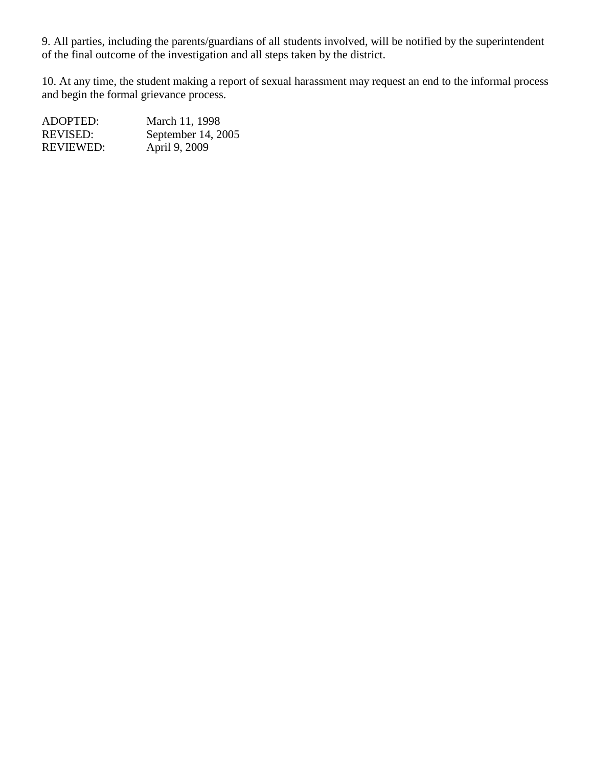9. All parties, including the parents/guardians of all students involved, will be notified by the superintendent of the final outcome of the investigation and all steps taken by the district.

10. At any time, the student making a report of sexual harassment may request an end to the informal process and begin the formal grievance process.

| | |
|---|---|
| ADOPTED: | March 11, 1998 |
| REVISED: | September 14, 2005 |
| REVIEWED: | April 9, 2009 |